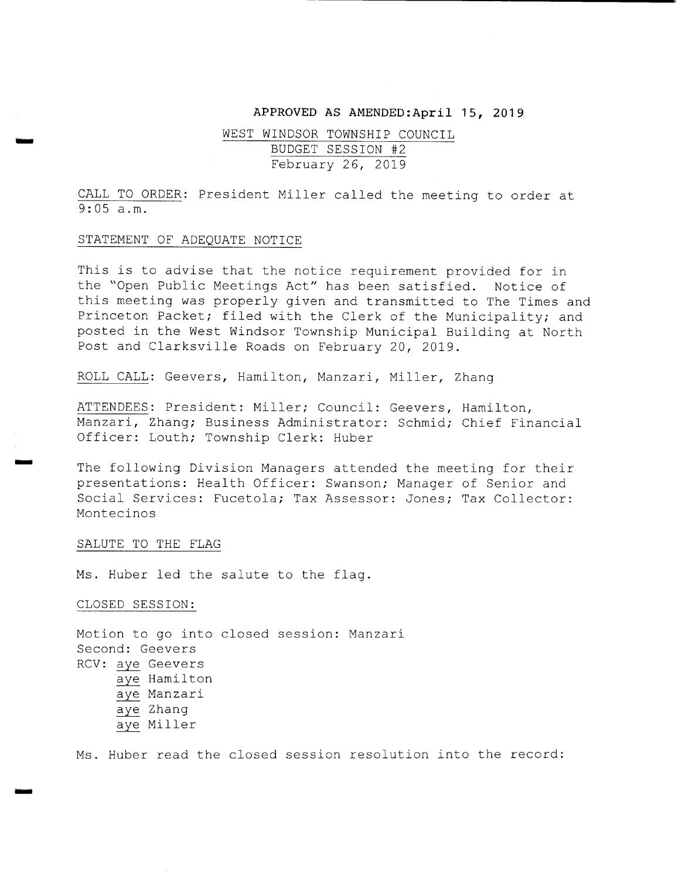**APPROVED AS AMENDED:April 15, 2019**

WEST WINDSOR TOWNSHIP COUNCIL
BUDGET SESSION #2
February 26, 2019

CALL TO ORDER: President Miller called the meeting to order at 9:05 a.m.

STATEMENT OF ADEQUATE NOTICE

This is to advise that the notice requirement provided for in the "Open Public Meetings Act" has been satisfied. Notice of this meeting was properly given and transmitted to The Times and Princeton Packet; filed with the Clerk of the Municipality; and posted in the West Windsor Township Municipal Building at North Post and Clarksville Roads on February 20, 2019.

ROLL CALL: Geevers, Hamilton, Manzari, Miller, Zhang

ATTENDEES: President: Miller; Council: Geevers, Hamilton, Manzari, Zhang; Business Administrator: Schmid; Chief Financial Officer: Louth; Township Clerk: Huber

The following Division Managers attended the meeting for their presentations: Health Officer: Swanson; Manager of Senior and Social Services: Fucetola; Tax Assessor: Jones; Tax Collector: Montecinos

SALUTE TO THE FLAG

Ms. Huber led the salute to the flag.

CLOSED SESSION:

Motion to go into closed session: Manzari
Second: Geevers
RCV: aye Geevers
aye Hamilton
aye Manzari
aye Zhang
aye Miller

Ms. Huber read the closed session resolution into the record: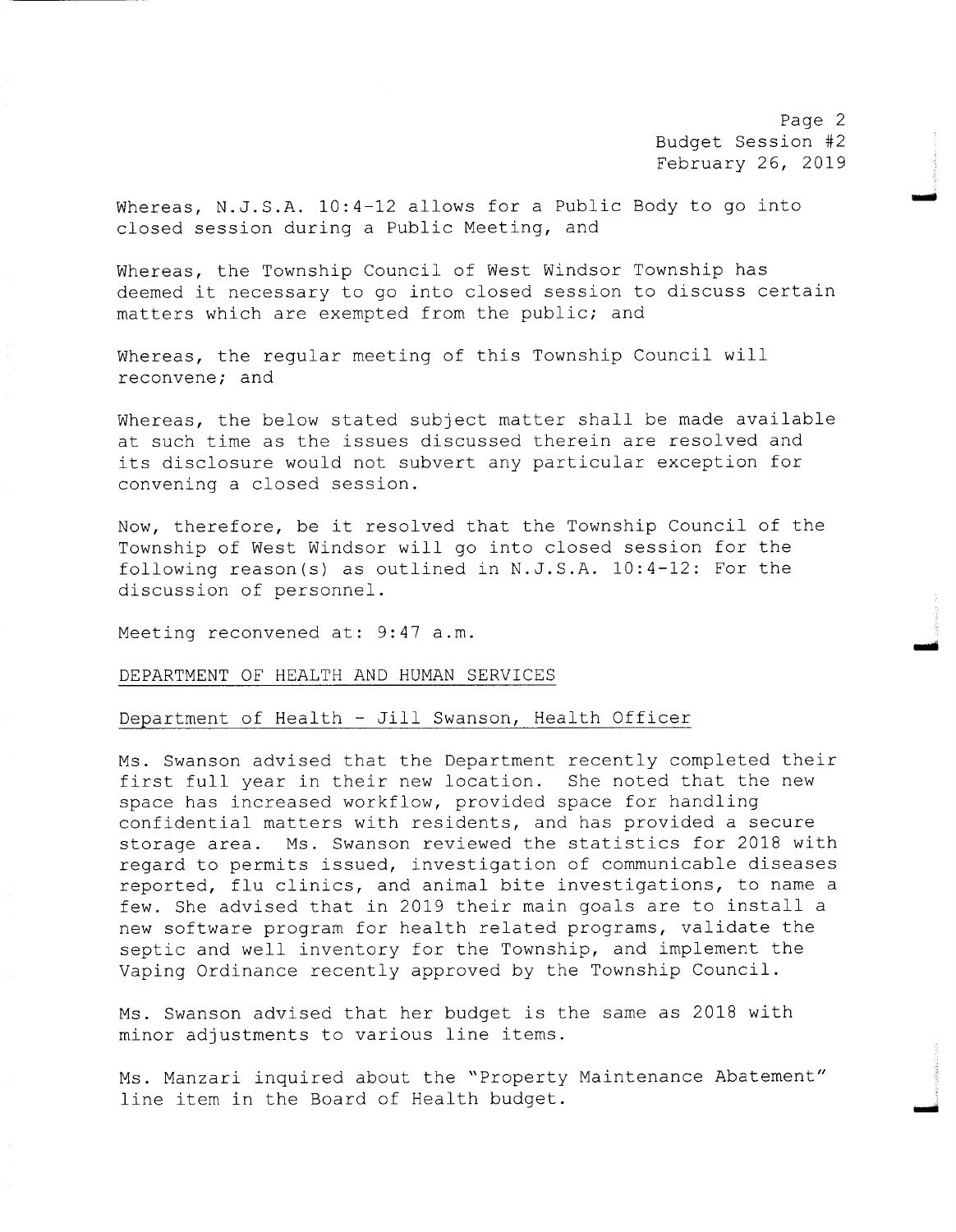Whereas, N.J.S.A. 10:4-12 allows for a Public Body to go into closed session during a Public Meeting, and

Whereas, the Township Council of West Windsor Township has deemed it necessary to go into closed session to discuss certain matters which are exempted from the public; and

Whereas, the regular meeting of this Township Council will reconvene; and

Whereas, the below stated subject matter shall be made available at such time as the issues discussed therein are resolved and its disclosure would not subvert any particular exception for convening a closed session.

Now, therefore, be it resolved that the Township Council of the Township of West Windsor will go into closed session for the following reason(s) as outlined in N.J.S.A. 10:4-12: For the discussion of personnel.

Meeting reconvened at: 9:47 a.m.

DEPARTMENT OF HEALTH AND HUMAN SERVICES

Department of Health - Jill Swanson, Health Officer

Ms. Swanson advised that the Department recently completed their first full year in their new location. She noted that the new space has increased workflow, provided space for handling confidential matters with residents, and has provided a secure storage area. Ms. Swanson reviewed the statistics for 2018 with regard to permits issued, investigation of communicable diseases reported, flu clinics, and animal bite investigations, to name a few. She advised that in 2019 their main goals are to install a new software program for health related programs, validate the septic and well inventory for the Township, and implement the Vaping Ordinance recently approved by the Township Council.

Ms. Swanson advised that her budget is the same as 2018 with minor adjustments to various line items.

Ms. Manzari inquired about the "Property Maintenance Abatement" line item in the Board of Health budget.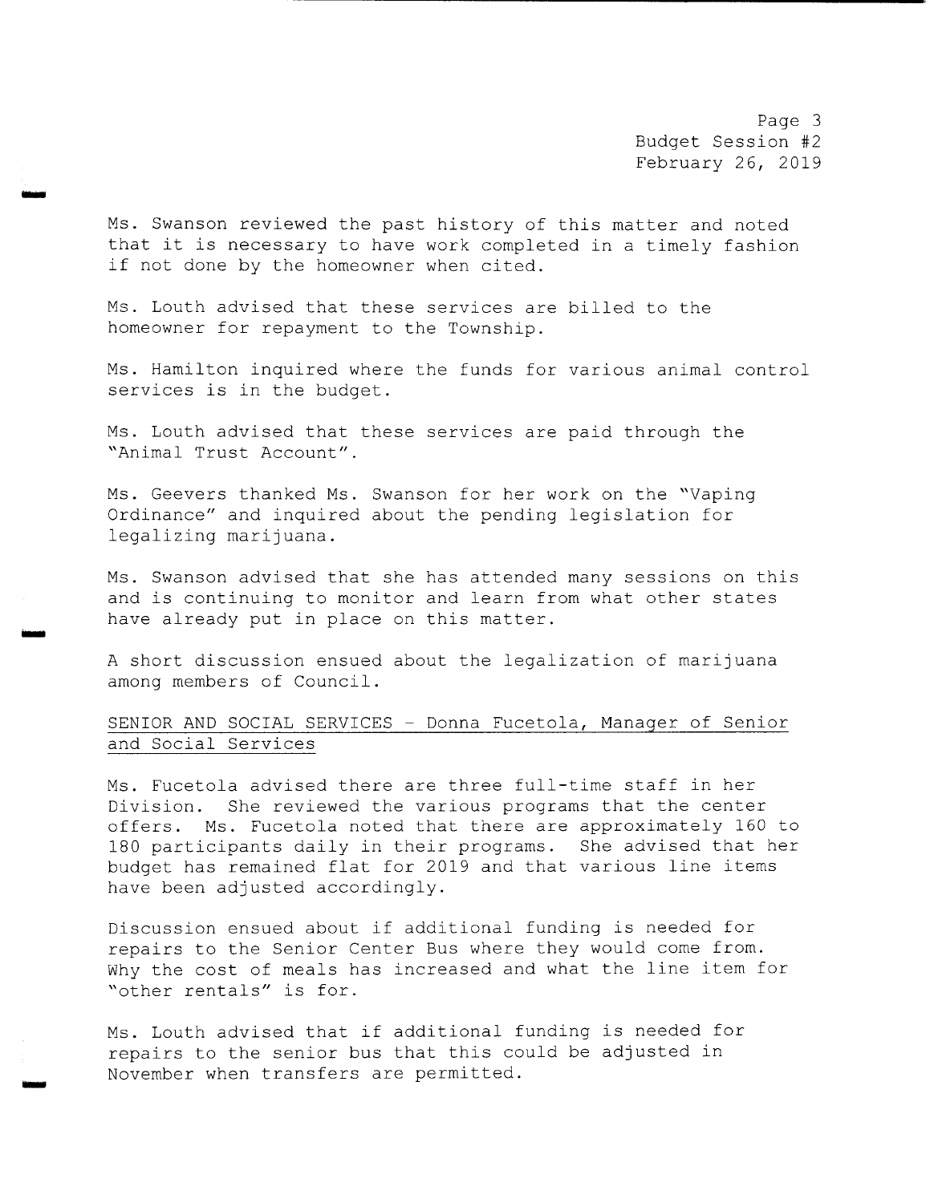Ms. Swanson reviewed the past history of this matter and noted that it is necessary to have work completed in a timely fashion if not done by the homeowner when cited.

Ms. Louth advised that these services are billed to the homeowner for repayment to the Township.

Ms. Hamilton inquired where the funds for various animal control services is in the budget.

Ms. Louth advised that these services are paid through the "Animal Trust Account".

Ms. Geevers thanked Ms. Swanson for her work on the "Vaping Ordinance" and inquired about the pending legislation for legalizing marijuana.

Ms. Swanson advised that she has attended many sessions on this and is continuing to monitor and learn from what other states have already put in place on this matter.

A short discussion ensued about the legalization of marijuana among members of Council.

<u>SENIOR AND SOCIAL SERVICES – Donna Fucetola, Manager of Senior and Social Services</u>

Ms. Fucetola advised there are three full-time staff in her Division. She reviewed the various programs that the center offers. Ms. Fucetola noted that there are approximately 160 to 180 participants daily in their programs. She advised that her budget has remained flat for 2019 and that various line items have been adjusted accordingly.

Discussion ensued about if additional funding is needed for repairs to the Senior Center Bus where they would come from. Why the cost of meals has increased and what the line item for "other rentals" is for.

Ms. Louth advised that if additional funding is needed for repairs to the senior bus that this could be adjusted in November when transfers are permitted.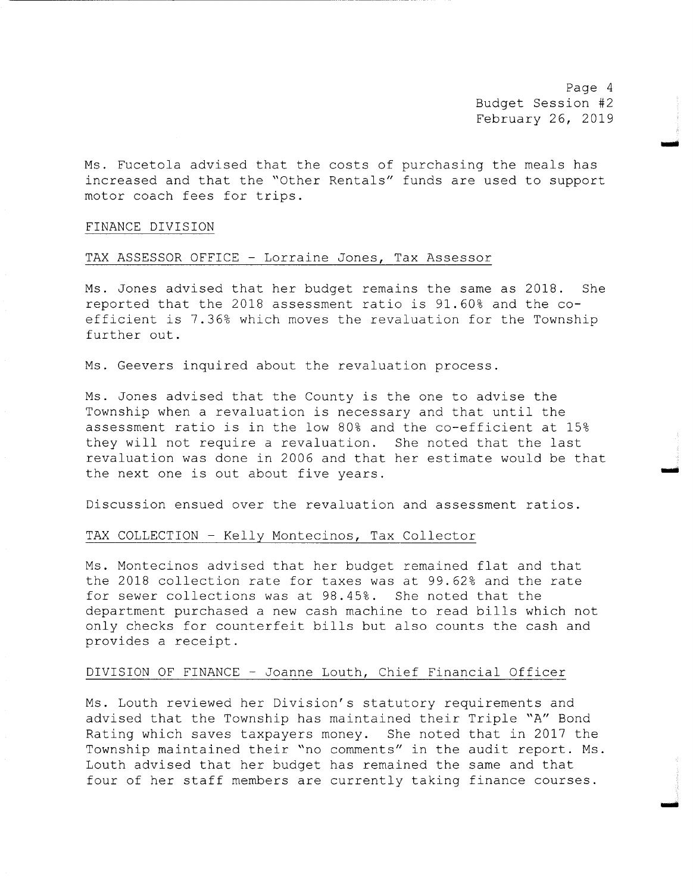Ms. Fucetola advised that the costs of purchasing the meals has increased and that the "Other Rentals" funds are used to support motor coach fees for trips.

FINANCE DIVISION

TAX ASSESSOR OFFICE - Lorraine Jones, Tax Assessor

Ms. Jones advised that her budget remains the same as 2018. She reported that the 2018 assessment ratio is 91.60% and the co-efficient is 7.36% which moves the revaluation for the Township further out.

Ms. Geevers inquired about the revaluation process.

Ms. Jones advised that the County is the one to advise the Township when a revaluation is necessary and that until the assessment ratio is in the low 80% and the co-efficient at 15% they will not require a revaluation. She noted that the last revaluation was done in 2006 and that her estimate would be that the next one is out about five years.

Discussion ensued over the revaluation and assessment ratios.

TAX COLLECTION - Kelly Montecinos, Tax Collector

Ms. Montecinos advised that her budget remained flat and that the 2018 collection rate for taxes was at 99.62% and the rate for sewer collections was at 98.45%. She noted that the department purchased a new cash machine to read bills which not only checks for counterfeit bills but also counts the cash and provides a receipt.

DIVISION OF FINANCE - Joanne Louth, Chief Financial Officer

Ms. Louth reviewed her Division's statutory requirements and advised that the Township has maintained their Triple "A" Bond Rating which saves taxpayers money. She noted that in 2017 the Township maintained their "no comments" in the audit report. Ms. Louth advised that her budget has remained the same and that four of her staff members are currently taking finance courses.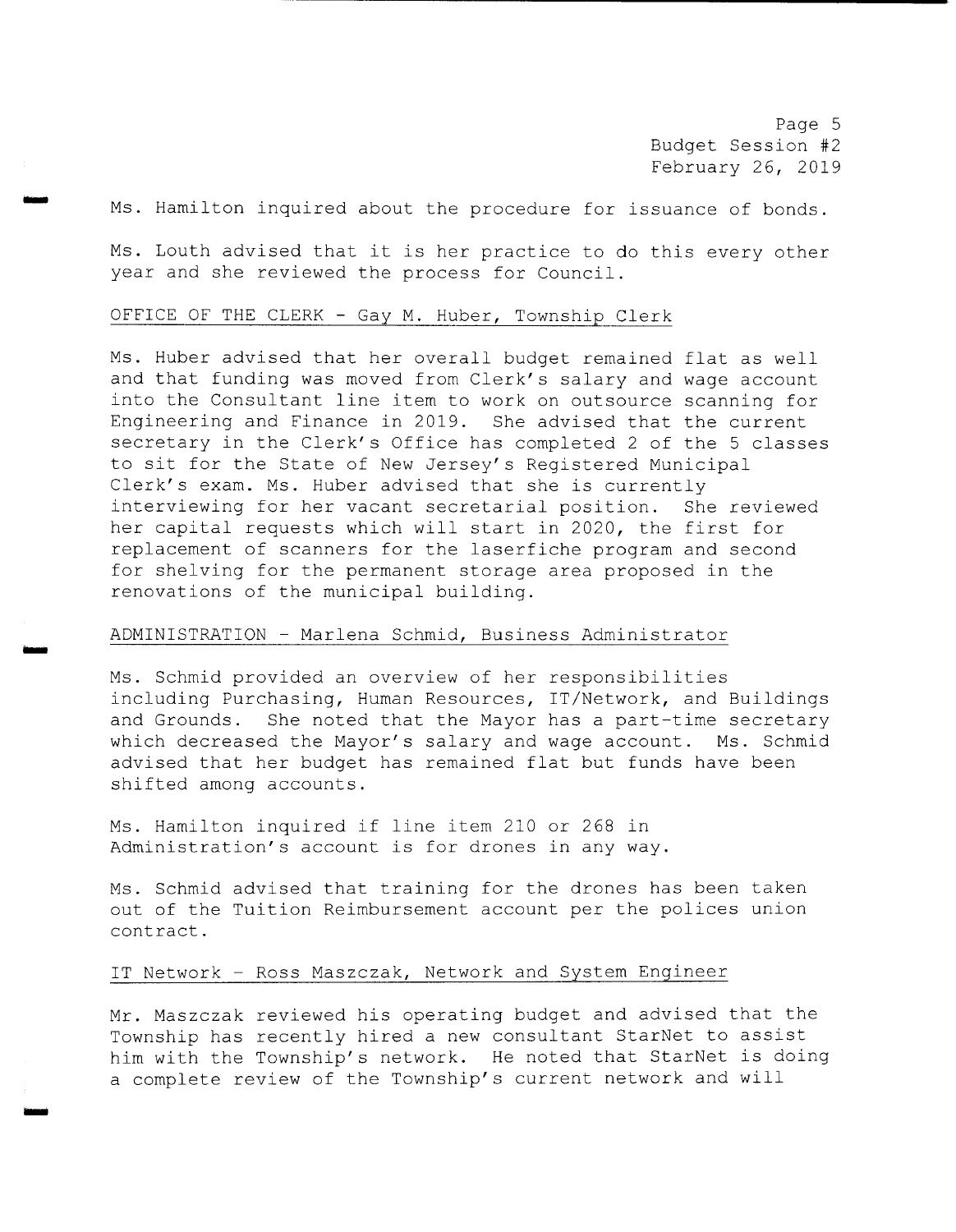Ms. Hamilton inquired about the procedure for issuance of bonds.

Ms. Louth advised that it is her practice to do this every other year and she reviewed the process for Council.

OFFICE OF THE CLERK - Gay M. Huber, Township Clerk

Ms. Huber advised that her overall budget remained flat as well and that funding was moved from Clerk's salary and wage account into the Consultant line item to work on outsource scanning for Engineering and Finance in 2019. She advised that the current secretary in the Clerk's Office has completed 2 of the 5 classes to sit for the State of New Jersey's Registered Municipal Clerk's exam. Ms. Huber advised that she is currently interviewing for her vacant secretarial position. She reviewed her capital requests which will start in 2020, the first for replacement of scanners for the laserfiche program and second for shelving for the permanent storage area proposed in the renovations of the municipal building.

ADMINISTRATION - Marlena Schmid, Business Administrator

Ms. Schmid provided an overview of her responsibilities including Purchasing, Human Resources, IT/Network, and Buildings and Grounds. She noted that the Mayor has a part-time secretary which decreased the Mayor's salary and wage account. Ms. Schmid advised that her budget has remained flat but funds have been shifted among accounts.

Ms. Hamilton inquired if line item 210 or 268 in Administration's account is for drones in any way.

Ms. Schmid advised that training for the drones has been taken out of the Tuition Reimbursement account per the polices union contract.

IT Network - Ross Maszczak, Network and System Engineer

Mr. Maszczak reviewed his operating budget and advised that the Township has recently hired a new consultant StarNet to assist him with the Township's network. He noted that StarNet is doing a complete review of the Township's current network and will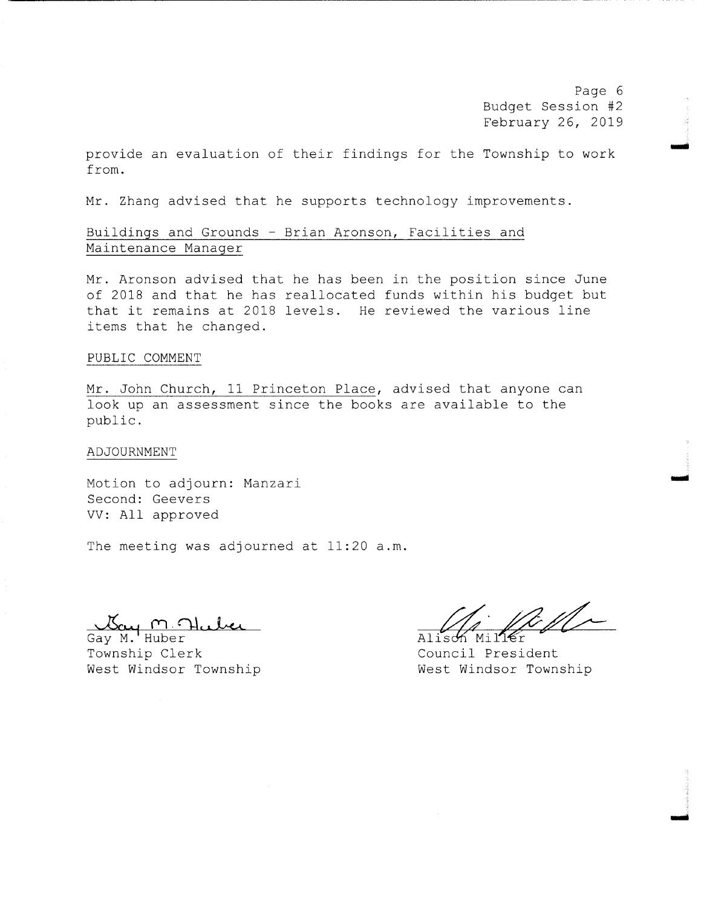provide an evaluation of their findings for the Township to work from.

Mr. Zhang advised that he supports technology improvements.

Buildings and Grounds - Brian Aronson, Facilities and Maintenance Manager

Mr. Aronson advised that he has been in the position since June of 2018 and that he has reallocated funds within his budget but that it remains at 2018 levels. He reviewed the various line items that he changed.

PUBLIC COMMENT

Mr. John Church, 11 Princeton Place, advised that anyone can look up an assessment since the books are available to the public.

ADJOURNMENT

Motion to adjourn: Manzari
Second: Geevers
VV: All approved

The meeting was adjourned at 11:20 a.m.

Gay M. Huber
Township Clerk
West Windsor Township

Alison Miller
Council President
West Windsor Township